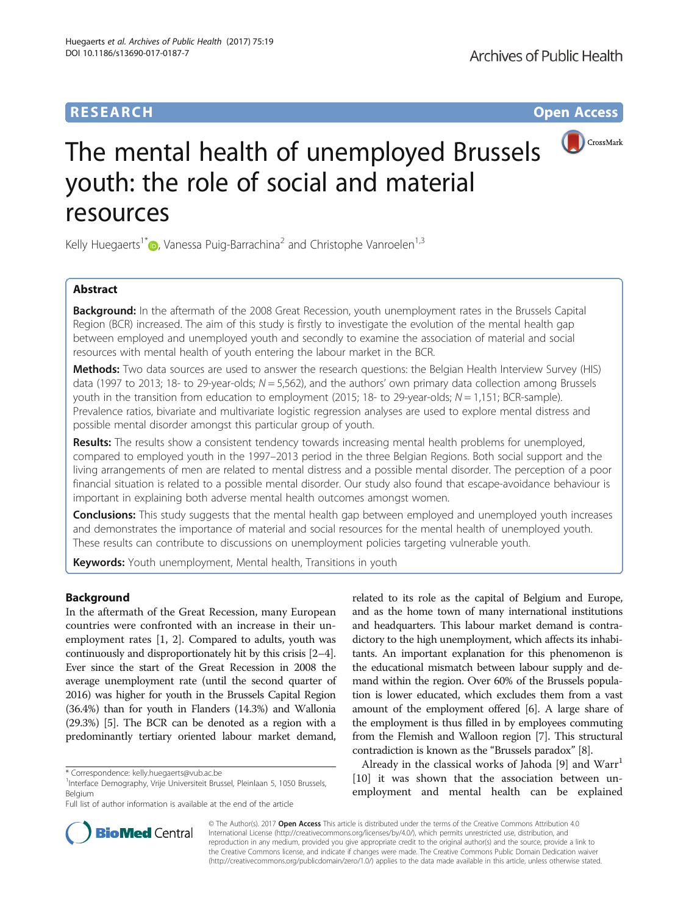**RESEARCH** **Open Access**

# The mental health of unemployed Brussels youth: the role of social and material resources

Kelly Huegaerts[1*], Vanessa Puig-Barrachina[2] and Christophe Vanroelen[1,3]

## Abstract

**Background:** In the aftermath of the 2008 Great Recession, youth unemployment rates in the Brussels Capital Region (BCR) increased. The aim of this study is firstly to investigate the evolution of the mental health gap between employed and unemployed youth and secondly to examine the association of material and social resources with mental health of youth entering the labour market in the BCR.

**Methods:** Two data sources are used to answer the research questions: the Belgian Health Interview Survey (HIS) data (1997 to 2013; 18- to 29-year-olds; $N = 5,562$), and the authors' own primary data collection among Brussels youth in the transition from education to employment (2015; 18- to 29-year-olds; $N = 1,151$; BCR-sample). Prevalence ratios, bivariate and multivariate logistic regression analyses are used to explore mental distress and possible mental disorder amongst this particular group of youth.

**Results:** The results show a consistent tendency towards increasing mental health problems for unemployed, compared to employed youth in the 1997–2013 period in the three Belgian Regions. Both social support and the living arrangements of men are related to mental distress and a possible mental disorder. The perception of a poor financial situation is related to a possible mental disorder. Our study also found that escape-avoidance behaviour is important in explaining both adverse mental health outcomes amongst women.

**Conclusions:** This study suggests that the mental health gap between employed and unemployed youth increases and demonstrates the importance of material and social resources for the mental health of unemployed youth. These results can contribute to discussions on unemployment policies targeting vulnerable youth.

**Keywords:** Youth unemployment, Mental health, Transitions in youth

## Background

In the aftermath of the Great Recession, many European countries were confronted with an increase in their unemployment rates [1, 2]. Compared to adults, youth was continuously and disproportionately hit by this crisis [2–4]. Ever since the start of the Great Recession in 2008 the average unemployment rate (until the second quarter of 2016) was higher for youth in the Brussels Capital Region (36.4%) than for youth in Flanders (14.3%) and Wallonia (29.3%) [5]. The BCR can be denoted as a region with a predominantly tertiary oriented labour market demand, related to its role as the capital of Belgium and Europe, and as the home town of many international institutions and headquarters. This labour market demand is contradictory to the high unemployment, which affects its inhabitants. An important explanation for this phenomenon is the educational mismatch between labour supply and demand within the region. Over 60% of the Brussels population is lower educated, which excludes them from a vast amount of the employment offered [6]. A large share of the employment is thus filled in by employees commuting from the Flemish and Walloon region [7]. This structural contradiction is known as the "Brussels paradox" [8].

Already in the classical works of Jahoda [9] and Warr[1] [10] it was shown that the association between unemployment and mental health can be explained

\* Correspondence: kelly.huegaerts@vub.ac.be

[1]Interface Demography, Vrije Universiteit Brussel, Pleinlaan 5, 1050 Brussels, Belgium

Full list of author information is available at the end of the article

© The Author(s). 2017 **Open Access** This article is distributed under the terms of the Creative Commons Attribution 4.0 International License (http://creativecommons.org/licenses/by/4.0/), which permits unrestricted use, distribution, and reproduction in any medium, provided you give appropriate credit to the original author(s) and the source, provide a link to the Creative Commons license, and indicate if changes were made. The Creative Commons Public Domain Dedication waiver (http://creativecommons.org/publicdomain/zero/1.0/) applies to the data made available in this article, unless otherwise stated.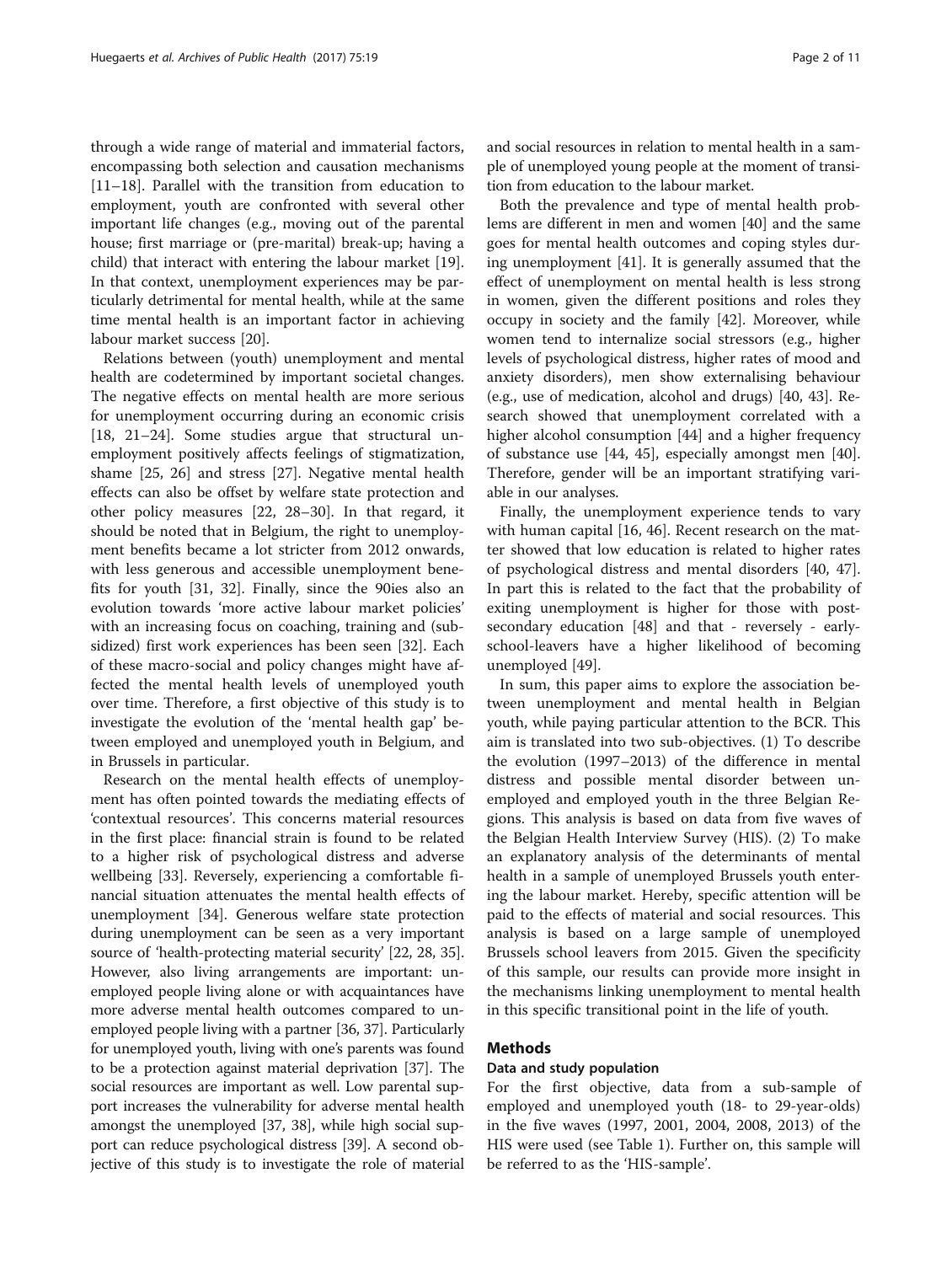through a wide range of material and immaterial factors, encompassing both selection and causation mechanisms [11–18]. Parallel with the transition from education to employment, youth are confronted with several other important life changes (e.g., moving out of the parental house; first marriage or (pre-marital) break-up; having a child) that interact with entering the labour market [19]. In that context, unemployment experiences may be particularly detrimental for mental health, while at the same time mental health is an important factor in achieving labour market success [20].

Relations between (youth) unemployment and mental health are codetermined by important societal changes. The negative effects on mental health are more serious for unemployment occurring during an economic crisis [18, 21–24]. Some studies argue that structural unemployment positively affects feelings of stigmatization, shame [25, 26] and stress [27]. Negative mental health effects can also be offset by welfare state protection and other policy measures [22, 28–30]. In that regard, it should be noted that in Belgium, the right to unemployment benefits became a lot stricter from 2012 onwards, with less generous and accessible unemployment benefits for youth [31, 32]. Finally, since the 90ies also an evolution towards 'more active labour market policies' with an increasing focus on coaching, training and (subsidized) first work experiences has been seen [32]. Each of these macro-social and policy changes might have affected the mental health levels of unemployed youth over time. Therefore, a first objective of this study is to investigate the evolution of the 'mental health gap' between employed and unemployed youth in Belgium, and in Brussels in particular.

Research on the mental health effects of unemployment has often pointed towards the mediating effects of 'contextual resources'. This concerns material resources in the first place: financial strain is found to be related to a higher risk of psychological distress and adverse wellbeing [33]. Reversely, experiencing a comfortable financial situation attenuates the mental health effects of unemployment [34]. Generous welfare state protection during unemployment can be seen as a very important source of 'health-protecting material security' [22, 28, 35]. However, also living arrangements are important: unemployed people living alone or with acquaintances have more adverse mental health outcomes compared to unemployed people living with a partner [36, 37]. Particularly for unemployed youth, living with one's parents was found to be a protection against material deprivation [37]. The social resources are important as well. Low parental support increases the vulnerability for adverse mental health amongst the unemployed [37, 38], while high social support can reduce psychological distress [39]. A second objective of this study is to investigate the role of material and social resources in relation to mental health in a sample of unemployed young people at the moment of transition from education to the labour market.

Both the prevalence and type of mental health problems are different in men and women [40] and the same goes for mental health outcomes and coping styles during unemployment [41]. It is generally assumed that the effect of unemployment on mental health is less strong in women, given the different positions and roles they occupy in society and the family [42]. Moreover, while women tend to internalize social stressors (e.g., higher levels of psychological distress, higher rates of mood and anxiety disorders), men show externalising behaviour (e.g., use of medication, alcohol and drugs) [40, 43]. Research showed that unemployment correlated with a higher alcohol consumption [44] and a higher frequency of substance use [44, 45], especially amongst men [40]. Therefore, gender will be an important stratifying variable in our analyses.

Finally, the unemployment experience tends to vary with human capital [16, 46]. Recent research on the matter showed that low education is related to higher rates of psychological distress and mental disorders [40, 47]. In part this is related to the fact that the probability of exiting unemployment is higher for those with post-secondary education [48] and that - reversely - early-school-leavers have a higher likelihood of becoming unemployed [49].

In sum, this paper aims to explore the association between unemployment and mental health in Belgian youth, while paying particular attention to the BCR. This aim is translated into two sub-objectives. (1) To describe the evolution (1997–2013) of the difference in mental distress and possible mental disorder between unemployed and employed youth in the three Belgian Regions. This analysis is based on data from five waves of the Belgian Health Interview Survey (HIS). (2) To make an explanatory analysis of the determinants of mental health in a sample of unemployed Brussels youth entering the labour market. Hereby, specific attention will be paid to the effects of material and social resources. This analysis is based on a large sample of unemployed Brussels school leavers from 2015. Given the specificity of this sample, our results can provide more insight in the mechanisms linking unemployment to mental health in this specific transitional point in the life of youth.

## Methods

### Data and study population

For the first objective, data from a sub-sample of employed and unemployed youth (18- to 29-year-olds) in the five waves (1997, 2001, 2004, 2008, 2013) of the HIS were used (see Table 1). Further on, this sample will be referred to as the 'HIS-sample'.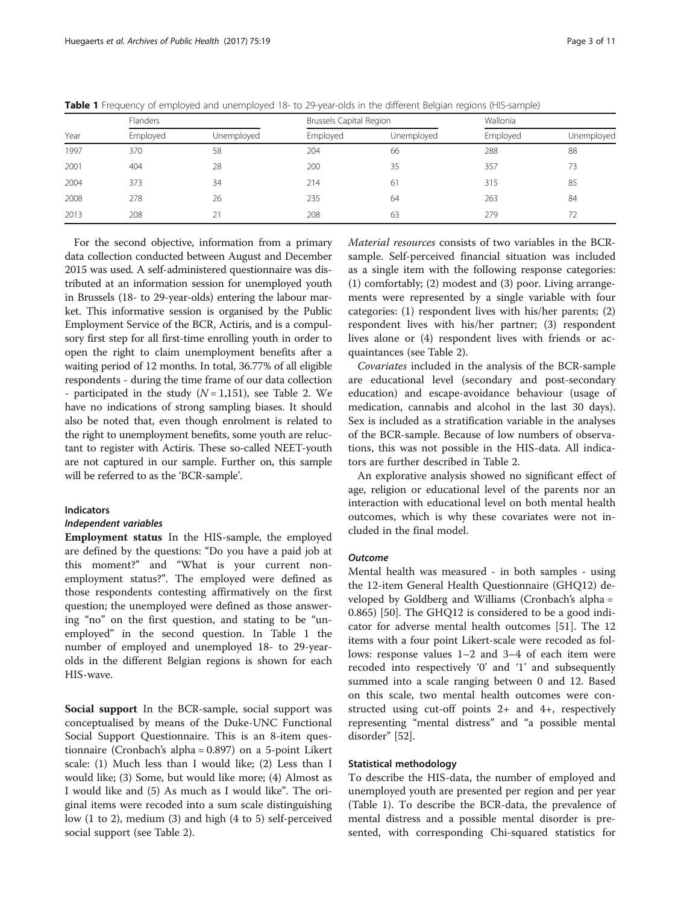**Table 1** Frequency of employed and unemployed 18- to 29-year-olds in the different Belgian regions (HIS-sample)

| Year | Flanders | | Brussels Capital Region | | Wallonia | |
|---|---|---|---|---|---|---|
| | Employed | Unemployed | Employed | Unemployed | Employed | Unemployed |
| 1997 | 370 | 58 | 204 | 66 | 288 | 88 |
| 2001 | 404 | 28 | 200 | 35 | 357 | 73 |
| 2004 | 373 | 34 | 214 | 61 | 315 | 85 |
| 2008 | 278 | 26 | 235 | 64 | 263 | 84 |
| 2013 | 208 | 21 | 208 | 63 | 279 | 72 |

For the second objective, information from a primary data collection conducted between August and December 2015 was used. A self-administered questionnaire was distributed at an information session for unemployed youth in Brussels (18- to 29-year-olds) entering the labour market. This informative session is organised by the Public Employment Service of the BCR, Actiris, and is a compulsory first step for all first-time enrolling youth in order to open the right to claim unemployment benefits after a waiting period of 12 months. In total, 36.77% of all eligible respondents - during the time frame of our data collection - participated in the study ($N = 1{,}151$), see Table 2. We have no indications of strong sampling biases. It should also be noted that, even though enrolment is related to the right to unemployment benefits, some youth are reluctant to register with Actiris. These so-called NEET-youth are not captured in our sample. Further on, this sample will be referred to as the 'BCR-sample'.

### Indicators

#### *Independent variables*

**Employment status** In the HIS-sample, the employed are defined by the questions: "Do you have a paid job at this moment?" and "What is your current non-employment status?". The employed were defined as those respondents contesting affirmatively on the first question; the unemployed were defined as those answering "no" on the first question, and stating to be "unemployed" in the second question. In Table 1 the number of employed and unemployed 18- to 29-year-olds in the different Belgian regions is shown for each HIS-wave.

**Social support** In the BCR-sample, social support was conceptualised by means of the Duke-UNC Functional Social Support Questionnaire. This is an 8-item questionnaire (Cronbach's alpha = 0.897) on a 5-point Likert scale: (1) Much less than I would like; (2) Less than I would like; (3) Some, but would like more; (4) Almost as I would like and (5) As much as I would like". The original items were recoded into a sum scale distinguishing low (1 to 2), medium (3) and high (4 to 5) self-perceived social support (see Table 2).

*Material resources* consists of two variables in the BCR-sample. Self-perceived financial situation was included as a single item with the following response categories: (1) comfortably; (2) modest and (3) poor. Living arrangements were represented by a single variable with four categories: (1) respondent lives with his/her parents; (2) respondent lives with his/her partner; (3) respondent lives alone or (4) respondent lives with friends or acquaintances (see Table 2).

*Covariates* included in the analysis of the BCR-sample are educational level (secondary and post-secondary education) and escape-avoidance behaviour (usage of medication, cannabis and alcohol in the last 30 days). Sex is included as a stratification variable in the analyses of the BCR-sample. Because of low numbers of observations, this was not possible in the HIS-data. All indicators are further described in Table 2.

An explorative analysis showed no significant effect of age, religion or educational level of the parents nor an interaction with educational level on both mental health outcomes, which is why these covariates were not included in the final model.

#### *Outcome*

Mental health was measured - in both samples - using the 12-item General Health Questionnaire (GHQ12) developed by Goldberg and Williams (Cronbach's alpha = 0.865) [50]. The GHQ12 is considered to be a good indicator for adverse mental health outcomes [51]. The 12 items with a four point Likert-scale were recoded as follows: response values 1–2 and 3–4 of each item were recoded into respectively '0' and '1' and subsequently summed into a scale ranging between 0 and 12. Based on this scale, two mental health outcomes were constructed using cut-off points 2+ and 4+, respectively representing "mental distress" and "a possible mental disorder" [52].

### Statistical methodology

To describe the HIS-data, the number of employed and unemployed youth are presented per region and per year (Table 1). To describe the BCR-data, the prevalence of mental distress and a possible mental disorder is presented, with corresponding Chi-squared statistics for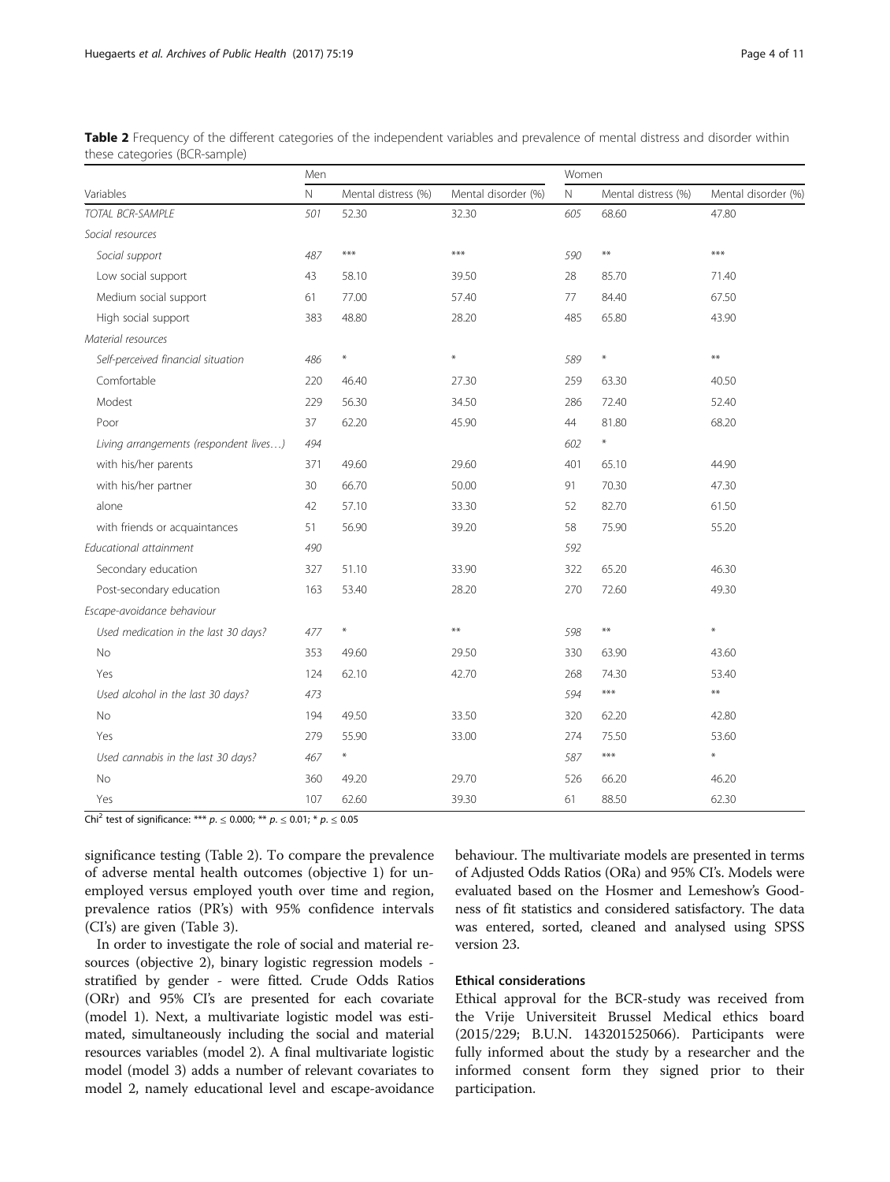**Table 2** Frequency of the different categories of the independent variables and prevalence of mental distress and disorder within these categories (BCR-sample)

| | Men | | | Women | | |
|---|---|---|---|---|---|---|
| Variables | N | Mental distress (%) | Mental disorder (%) | N | Mental distress (%) | Mental disorder (%) |
| *TOTAL BCR-SAMPLE* | *501* | 52.30 | 32.30 | *605* | 68.60 | 47.80 |
| *Social resources* | | | | | | |
| *Social support* | *487* | *** | *** | *590* | ** | *** |
| Low social support | 43 | 58.10 | 39.50 | 28 | 85.70 | 71.40 |
| Medium social support | 61 | 77.00 | 57.40 | 77 | 84.40 | 67.50 |
| High social support | 383 | 48.80 | 28.20 | 485 | 65.80 | 43.90 |
| *Material resources* | | | | | | |
| *Self-perceived financial situation* | *486* | * | * | *589* | * | ** |
| Comfortable | 220 | 46.40 | 27.30 | 259 | 63.30 | 40.50 |
| Modest | 229 | 56.30 | 34.50 | 286 | 72.40 | 52.40 |
| Poor | 37 | 62.20 | 45.90 | 44 | 81.80 | 68.20 |
| *Living arrangements (respondent lives…)* | *494* | | | *602* | * | |
| with his/her parents | 371 | 49.60 | 29.60 | 401 | 65.10 | 44.90 |
| with his/her partner | 30 | 66.70 | 50.00 | 91 | 70.30 | 47.30 |
| alone | 42 | 57.10 | 33.30 | 52 | 82.70 | 61.50 |
| with friends or acquaintances | 51 | 56.90 | 39.20 | 58 | 75.90 | 55.20 |
| *Educational attainment* | *490* | | | *592* | | |
| Secondary education | 327 | 51.10 | 33.90 | 322 | 65.20 | 46.30 |
| Post-secondary education | 163 | 53.40 | 28.20 | 270 | 72.60 | 49.30 |
| *Escape-avoidance behaviour* | | | | | | |
| *Used medication in the last 30 days?* | *477* | * | ** | *598* | ** | * |
| No | 353 | 49.60 | 29.50 | 330 | 63.90 | 43.60 |
| Yes | 124 | 62.10 | 42.70 | 268 | 74.30 | 53.40 |
| *Used alcohol in the last 30 days?* | *473* | | | *594* | *** | ** |
| No | 194 | 49.50 | 33.50 | 320 | 62.20 | 42.80 |
| Yes | 279 | 55.90 | 33.00 | 274 | 75.50 | 53.60 |
| *Used cannabis in the last 30 days?* | *467* | * | | *587* | *** | * |
| No | 360 | 49.20 | 29.70 | 526 | 66.20 | 46.20 |
| Yes | 107 | 62.60 | 39.30 | 61 | 88.50 | 62.30 |

$Chi^2$ test of significance: *** $p. \leq 0.000$; ** $p. \leq 0.01$; * $p. \leq 0.05$

significance testing (Table 2). To compare the prevalence of adverse mental health outcomes (objective 1) for unemployed versus employed youth over time and region, prevalence ratios (PR's) with 95% confidence intervals (CI's) are given (Table 3).

In order to investigate the role of social and material resources (objective 2), binary logistic regression models - stratified by gender - were fitted. Crude Odds Ratios (ORr) and 95% CI's are presented for each covariate (model 1). Next, a multivariate logistic model was estimated, simultaneously including the social and material resources variables (model 2). A final multivariate logistic model (model 3) adds a number of relevant covariates to model 2, namely educational level and escape-avoidance behaviour. The multivariate models are presented in terms of Adjusted Odds Ratios (ORa) and 95% CI's. Models were evaluated based on the Hosmer and Lemeshow's Goodness of fit statistics and considered satisfactory. The data was entered, sorted, cleaned and analysed using SPSS version 23.

### Ethical considerations

Ethical approval for the BCR-study was received from the Vrije Universiteit Brussel Medical ethics board (2015/229; B.U.N. 143201525066). Participants were fully informed about the study by a researcher and the informed consent form they signed prior to their participation.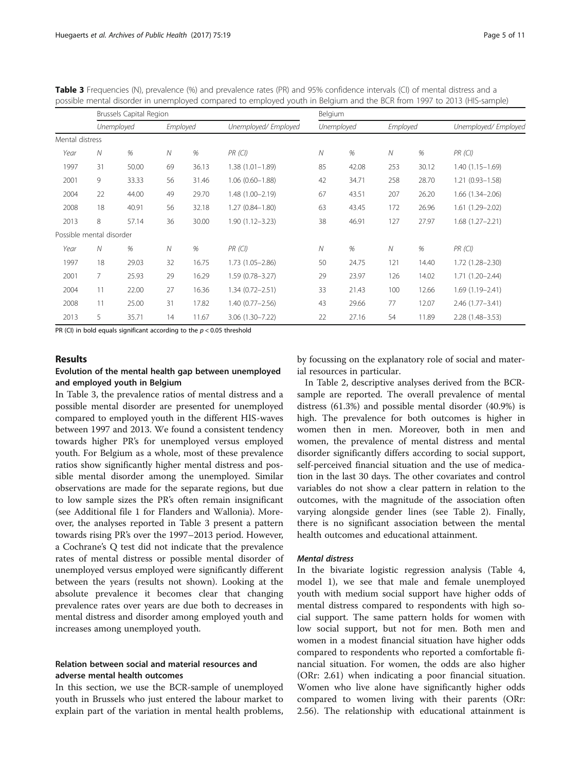**Table 3** Frequencies (N), prevalence (%) and prevalence rates (PR) and 95% confidence intervals (CI) of mental distress and a possible mental disorder in unemployed compared to employed youth in Belgium and the BCR from 1997 to 2013 (HIS-sample)

| | Brussels Capital Region | | | | | Belgium | | | | |
|---|---|---|---|---|---|---|---|---|---|---|
| | *Unemployed* | | *Employed* | | *Unemployed/ Employed* | *Unemployed* | | *Employed* | | *Unemployed/ Employed* |
| Mental distress | | | | | | | | | | |
| *Year* | *N* | *%* | *N* | *%* | *PR (CI)* | *N* | *%* | *N* | *%* | *PR (CI)* |
| 1997 | 31 | 50.00 | 69 | 36.13 | 1.38 (1.01–1.89) | 85 | 42.08 | 253 | 30.12 | 1.40 (1.15–1.69) |
| 2001 | 9 | 33.33 | 56 | 31.46 | 1.06 (0.60–1.88) | 42 | 34.71 | 258 | 28.70 | 1.21 (0.93–1.58) |
| 2004 | 22 | 44.00 | 49 | 29.70 | 1.48 (1.00–2.19) | 67 | 43.51 | 207 | 26.20 | 1.66 (1.34–2.06) |
| 2008 | 18 | 40.91 | 56 | 32.18 | 1.27 (0.84–1.80) | 63 | 43.45 | 172 | 26.96 | 1.61 (1.29–2.02) |
| 2013 | 8 | 57.14 | 36 | 30.00 | 1.90 (1.12–3.23) | 38 | 46.91 | 127 | 27.97 | 1.68 (1.27–2.21) |
| Possible mental disorder | | | | | | | | | | |
| *Year* | *N* | *%* | *N* | *%* | *PR (CI)* | *N* | *%* | *N* | *%* | *PR (CI)* |
| 1997 | 18 | 29.03 | 32 | 16.75 | 1.73 (1.05–2.86) | 50 | 24.75 | 121 | 14.40 | 1.72 (1.28–2.30) |
| 2001 | 7 | 25.93 | 29 | 16.29 | 1.59 (0.78–3.27) | 29 | 23.97 | 126 | 14.02 | 1.71 (1.20–2.44) |
| 2004 | 11 | 22.00 | 27 | 16.36 | 1.34 (0.72–2.51) | 33 | 21.43 | 100 | 12.66 | 1.69 (1.19–2.41) |
| 2008 | 11 | 25.00 | 31 | 17.82 | 1.40 (0.77–2.56) | 43 | 29.66 | 77 | 12.07 | 2.46 (1.77–3.41) |
| 2013 | 5 | 35.71 | 14 | 11.67 | 3.06 (1.30–7.22) | 22 | 27.16 | 54 | 11.89 | 2.28 (1.48–3.53) |

PR (CI) in bold equals significant according to the $p < 0.05$ threshold

## Results

### Evolution of the mental health gap between unemployed and employed youth in Belgium

In Table 3, the prevalence ratios of mental distress and a possible mental disorder are presented for unemployed compared to employed youth in the different HIS-waves between 1997 and 2013. We found a consistent tendency towards higher PR's for unemployed versus employed youth. For Belgium as a whole, most of these prevalence ratios show significantly higher mental distress and possible mental disorder among the unemployed. Similar observations are made for the separate regions, but due to low sample sizes the PR's often remain insignificant (see Additional file 1 for Flanders and Wallonia). Moreover, the analyses reported in Table 3 present a pattern towards rising PR's over the 1997–2013 period. However, a Cochrane's Q test did not indicate that the prevalence rates of mental distress or possible mental disorder of unemployed versus employed were significantly different between the years (results not shown). Looking at the absolute prevalence it becomes clear that changing prevalence rates over years are due both to decreases in mental distress and disorder among employed youth and increases among unemployed youth.

### Relation between social and material resources and adverse mental health outcomes

In this section, we use the BCR-sample of unemployed youth in Brussels who just entered the labour market to explain part of the variation in mental health problems, by focussing on the explanatory role of social and material resources in particular.

In Table 2, descriptive analyses derived from the BCR-sample are reported. The overall prevalence of mental distress (61.3%) and possible mental disorder (40.9%) is high. The prevalence for both outcomes is higher in women then in men. Moreover, both in men and women, the prevalence of mental distress and mental disorder significantly differs according to social support, self-perceived financial situation and the use of medication in the last 30 days. The other covariates and control variables do not show a clear pattern in relation to the outcomes, with the magnitude of the association often varying alongside gender lines (see Table 2). Finally, there is no significant association between the mental health outcomes and educational attainment.

#### *Mental distress*

In the bivariate logistic regression analysis (Table 4, model 1), we see that male and female unemployed youth with medium social support have higher odds of mental distress compared to respondents with high social support. The same pattern holds for women with low social support, but not for men. Both men and women in a modest financial situation have higher odds compared to respondents who reported a comfortable financial situation. For women, the odds are also higher (ORr: 2.61) when indicating a poor financial situation. Women who live alone have significantly higher odds compared to women living with their parents (ORr: 2.56). The relationship with educational attainment is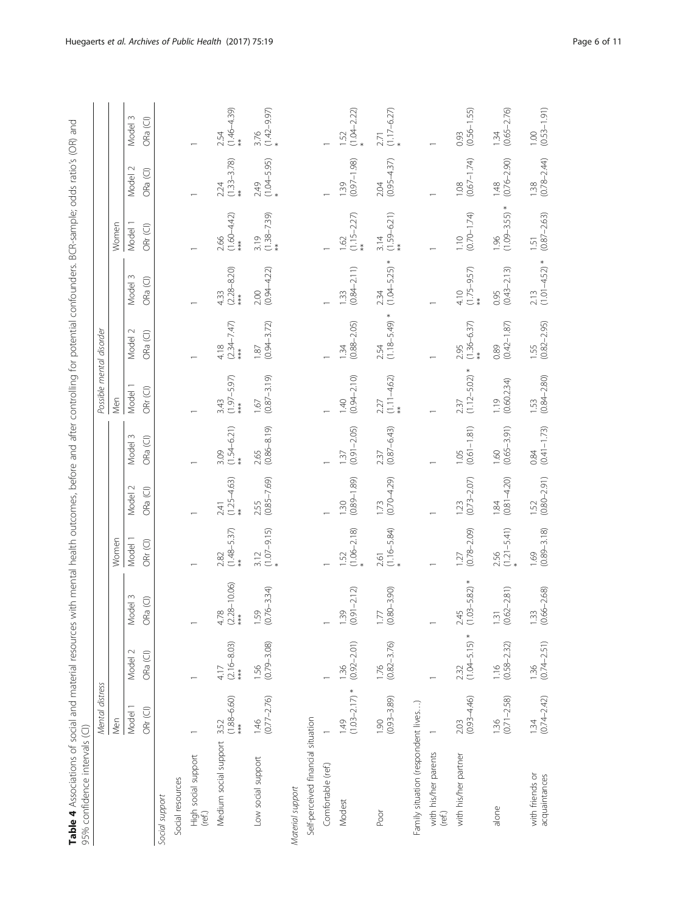**Table 4** Associations of social and material resources with mental health outcomes, before and after controlling for potential confounders. BCR-sample; odds ratio's (OR) and 95% confidence intervals (CI)

| | Mental distress | | | | | | Possible mental disorder | | | | | |
|---|---|---|---|---|---|---|---|---|---|---|---|---|
| | Men | | | Women | | | Men | | | Women | | |
| | Model 1 | Model 2 | Model 3 | Model 1 | Model 2 | Model 3 | Model 1 | Model 2 | Model 3 | Model 1 | Model 2 | Model 3 |
| | ORr (CI) | ORa (CI) | ORa (CI) | ORr (CI) | ORa (CI) | ORa (CI) | ORr (CI) | ORa (CI) | ORa (CI) | ORr (CI) | ORa (CI) | ORa (CI) |
| *Social support* | | | | | | | | | | | | |
| Social resources | | | | | | | | | | | | |
| High social support (ref.) | 1 | 1 | 1 | 1 | 1 | 1 | 1 | 1 | 1 | 1 | 1 | 1 |
| Medium social support | 3.52 (1.88–6.60) *** | 4.17 (2.16–8.03) *** | 4.78 (2.28–10.06) *** | 2.82 (1.48–5.37) ** | 2.41 (1.25–4.63) ** | 3.09 (1.54–6.21) ** | 3.43 (1.97–5.97) *** | 4.18 (2.34–7.47) *** | 4.33 (2.28–8.20) *** | 2.66 (1.60–4.42) *** | 2.24 (1.33–3.78) ** | 2.54 (1.46–4.39) ** |
| Low social support | 1.46 (0.77–2.76) | 1.56 (0.79–3.08) | 1.59 (0.76–3.34) | 3.12 (1.07–9.15) * | 2.55 (0.85–7.69) | 2.65 (0.86–8.19) | 1.67 (0.87–3.19) | 1.87 (0.94–3.72) | 2.00 (0.94–4.22) | 3.19 (1.38–7.39) ** | 2.49 (1.04–5.95) * | 3.76 (1.42–9.97) * |
| *Material support* | | | | | | | | | | | | |
| Self-perceived financial situation | | | | | | | | | | | | |
| Comfortable (ref.) | 1 | 1 | 1 | 1 | 1 | 1 | 1 | 1 | 1 | 1 | 1 | 1 |
| Modest | 1.49 (1.03–2.17) * | 1.36 (0.92–2.01) | 1.39 (0.91–2.12) | 1.52 (1.06–2.18) * | 1.30 (0.89–1.89) | 1.37 (0.91–2.05) | 1.40 (0.94–2.10) | 1.34 (0.88–2.05) | 1.33 (0.84–2.11) | 1.62 (1.15–2.27) ** | 1.39 (0.97–1.98) | 1.52 (1.04–2.22) * |
| Poor | 1.90 (0.93–3.89) | 1.76 (0.82–3.76) | 1.77 (0.80–3.90) | 2.61 (1.16–5.84) * | 1.73 (0.70–4.29) | 2.37 (0.87–6.43) | 2.27 (1.11–4.62) ** | 2.54 (1.18–5.49) * | 2.34 (1.04–5.25) * | 3.14 (1.59–6.21) ** | 2.04 (0.95–4.37) | 2.71 (1.17–6.27) * |
| Family situation (respondent lives…) | | | | | | | | | | | | |
| with his/her parents (ref.) | 1 | 1 | 1 | 1 | 1 | 1 | 1 | 1 | 1 | 1 | 1 | 1 |
| with his/her partner | 2.03 (0.93–4.46) | 2.32 (1.04–5.15) * | 2.45 (1.03–5.82) * | 1.27 (0.78–2.09) | 1.23 (0.73–2.07) | 1.05 (0.61–1.81) | 2.37 (1.12–5.02) * | 2.95 (1.36–6.37) ** | 4.10 (1.75–9.57) ** | 1.10 (0.70–1.74) | 1.08 (0.67–1.74) | 0.93 (0.56–1.55) |
| alone | 1.36 (0.71–2.58) | 1.16 (0.58–2.32) | 1.31 (0.62–2.81) | 2.56 (1.21–5.41) * | 1.84 (0.81–4.20) | 1.60 (0.65–3.91) | 1.19 (0.60.2.34) | 0.89 (0.42–1.87) | 0.95 (0.43–2.13) | 1.96 (1.09–3.55) * | 1.48 (0.76–2.90) | 1.34 (0.65–2.76) |
| with friends or acquaintances | 1.34 (0.74–2.42) | 1.36 (0.74–2.51) | 1.33 (0.66–2.68) | 1.69 (0.89–3.18) | 1.52 (0.80–2.91) | 0.84 (0.41–1.73) | 1.53 (0.84–2.80) | 1.55 (0.82–2.95) | 2.13 (1.01–4.52) * | 1.51 (0.87–2.63) | 1.38 (0.78–2.44) | 1.00 (0.53–1.91) |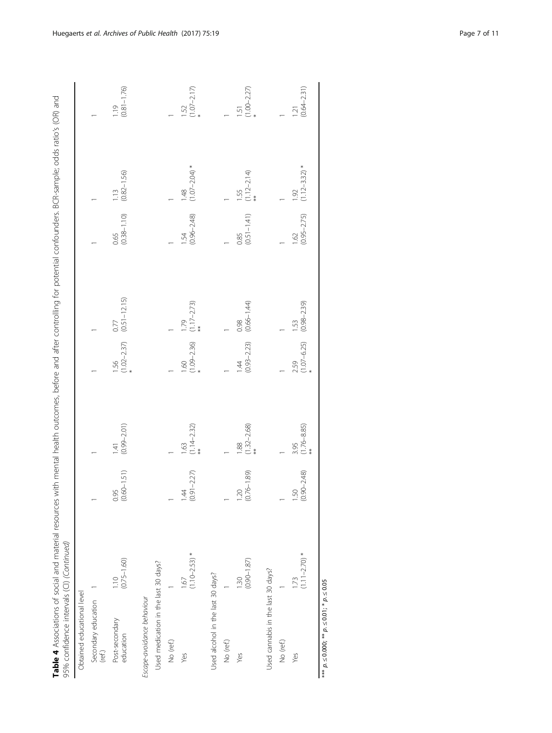**Table 4** Associations of social and material resources with mental health outcomes, before and after controlling for potential confounders. BCR-sample; odds ratio's (OR) and 95% confidence intervals (CI) *(Continued)*

| | | | | | | | |
|---|---|---|---|---|---|---|---|
| Obtained educational level | | | | | | | |
| Secondary education (ref.) | 1 | 1 | 1 | 1 | 1 | 1 | 1 |
| Post-secondary education | 1.10 (0.75–1.60) | 0.95 (0.60–1.51) | 1.41 (0.99–2.01) | 1.56 (1.02–2.37) * | 0.77 (0.51–12.15) | 0.65 (0.38–1.10) | 1.13 (0.82–1.56) | 
| *Escape-avoidance behaviour* | | | | | | | |
| Used medication in the last 30 days? | | | | | | | |
| No (ref.) | 1 | 1 | 1 | 1 | 1 | 1 | 1 |
| Yes | 1.67 (1.10–2.53) * | 1.44 (0.91–2.27) | 1.63 (1.14–2.32) ** | 1.60 (1.09–2.36) * | 1.79 (1.17–2.73) ** | 1.54 (0.96–2.48) | 1.48 (1.07–2.04) * |
| Used alcohol in the last 30 days? | | | | | | | |
| No (ref.) | 1 | 1 | 1 | 1 | 1 | 1 | 1 |
| Yes | 1.30 (0.90–1.87) | 1.20 (0.76–1.89) | 1.88 (1.32–2.68) ** | 1.44 (0.93–2.23) | 0.98 (0.66–1.44) | 0.85 (0.51–1.41) | 1.55 (1.12–2.14) ** |
| Used cannabis in the last 30 days? | | | | | | | |
| No (ref.) | 1 | 1 | 1 | 1 | 1 | 1 | 1 |
| Yes | 1.73 (1.11–2.70) * | 1.50 (0.90–2.48) | 3.95 (1.76–8.85) ** | 2.59 (1.07–6.25) * | 1.53 (0.98–2.39) | 1.62 (0.95–2.75) | 1.92 (1.12–3.32) * |

| | |
|---|---|
| Obtained educational level | |
| Secondary education (ref.) | 1 |
| Post-secondary education | 1.19 (0.81–1.76) |
| *Escape-avoidance behaviour* | |
| Used medication in the last 30 days? | |
| No (ref.) | 1 |
| Yes | 1.52 (1.07–2.17) * |
| Used alcohol in the last 30 days? | |
| No (ref.) | 1 |
| Yes | 1.51 (1.00–2.27) * |
| Used cannabis in the last 30 days? | |
| No (ref.) | 1 |
| Yes | 1.21 (0.64–2.31) |

*** $p \leq 0.000$; ** $p \leq 0.01$; * $p \leq 0.05$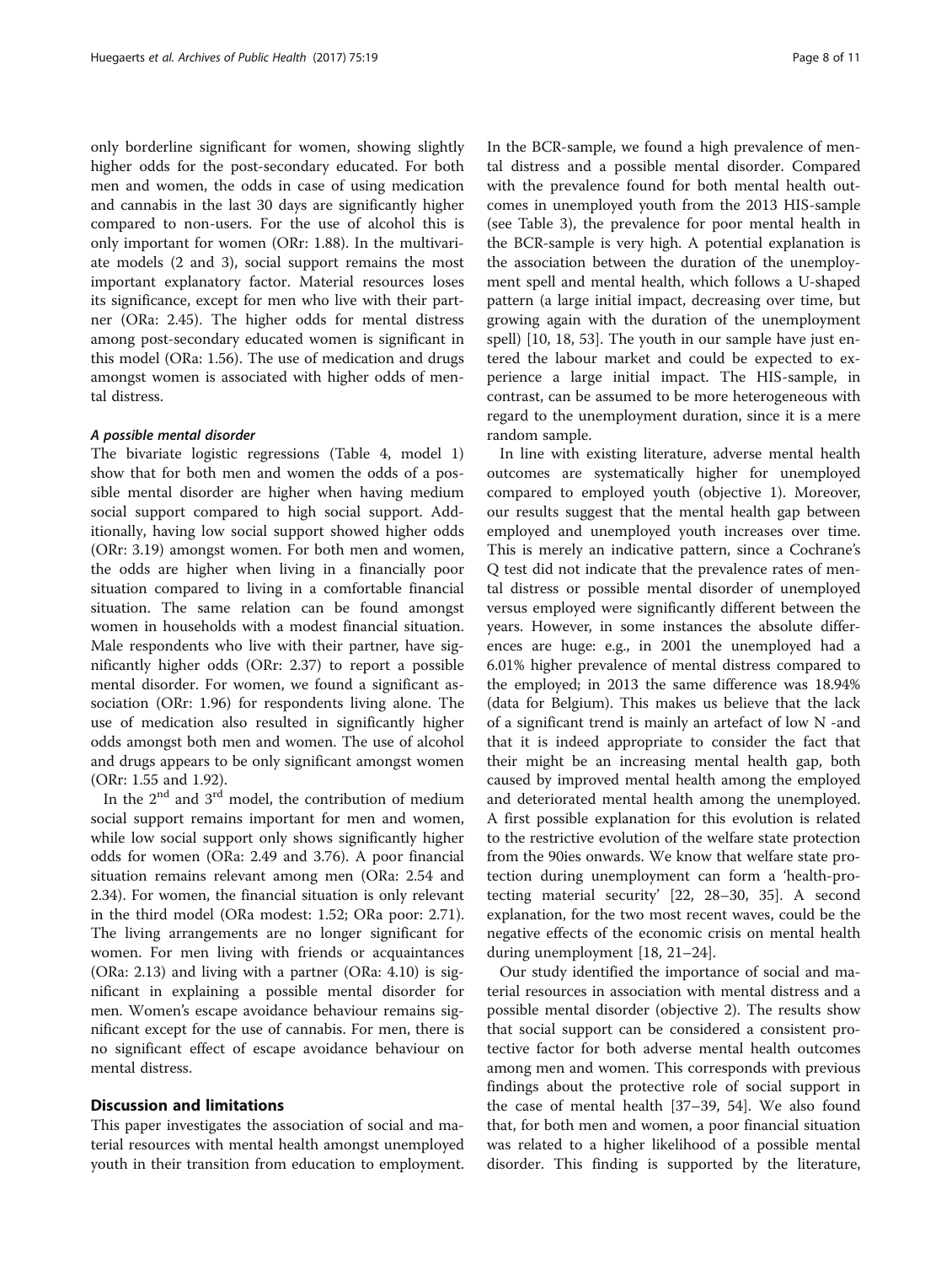only borderline significant for women, showing slightly higher odds for the post-secondary educated. For both men and women, the odds in case of using medication and cannabis in the last 30 days are significantly higher compared to non-users. For the use of alcohol this is only important for women (ORr: 1.88). In the multivariate models (2 and 3), social support remains the most important explanatory factor. Material resources loses its significance, except for men who live with their partner (ORa: 2.45). The higher odds for mental distress among post-secondary educated women is significant in this model (ORa: 1.56). The use of medication and drugs amongst women is associated with higher odds of mental distress.

#### *A possible mental disorder*

The bivariate logistic regressions (Table 4, model 1) show that for both men and women the odds of a possible mental disorder are higher when having medium social support compared to high social support. Additionally, having low social support showed higher odds (ORr: 3.19) amongst women. For both men and women, the odds are higher when living in a financially poor situation compared to living in a comfortable financial situation. The same relation can be found amongst women in households with a modest financial situation. Male respondents who live with their partner, have significantly higher odds (ORr: 2.37) to report a possible mental disorder. For women, we found a significant association (ORr: 1.96) for respondents living alone. The use of medication also resulted in significantly higher odds amongst both men and women. The use of alcohol and drugs appears to be only significant amongst women (ORr: 1.55 and 1.92).

In the 2nd and 3rd model, the contribution of medium social support remains important for men and women, while low social support only shows significantly higher odds for women (ORa: 2.49 and 3.76). A poor financial situation remains relevant among men (ORa: 2.54 and 2.34). For women, the financial situation is only relevant in the third model (ORa modest: 1.52; ORa poor: 2.71). The living arrangements are no longer significant for women. For men living with friends or acquaintances (ORa: 2.13) and living with a partner (ORa: 4.10) is significant in explaining a possible mental disorder for men. Women's escape avoidance behaviour remains significant except for the use of cannabis. For men, there is no significant effect of escape avoidance behaviour on mental distress.

## Discussion and limitations

This paper investigates the association of social and material resources with mental health amongst unemployed youth in their transition from education to employment. In the BCR-sample, we found a high prevalence of mental distress and a possible mental disorder. Compared with the prevalence found for both mental health outcomes in unemployed youth from the 2013 HIS-sample (see Table 3), the prevalence for poor mental health in the BCR-sample is very high. A potential explanation is the association between the duration of the unemployment spell and mental health, which follows a U-shaped pattern (a large initial impact, decreasing over time, but growing again with the duration of the unemployment spell) [10, 18, 53]. The youth in our sample have just entered the labour market and could be expected to experience a large initial impact. The HIS-sample, in contrast, can be assumed to be more heterogeneous with regard to the unemployment duration, since it is a mere random sample.

In line with existing literature, adverse mental health outcomes are systematically higher for unemployed compared to employed youth (objective 1). Moreover, our results suggest that the mental health gap between employed and unemployed youth increases over time. This is merely an indicative pattern, since a Cochrane's Q test did not indicate that the prevalence rates of mental distress or possible mental disorder of unemployed versus employed were significantly different between the years. However, in some instances the absolute differences are huge: e.g., in 2001 the unemployed had a 6.01% higher prevalence of mental distress compared to the employed; in 2013 the same difference was 18.94% (data for Belgium). This makes us believe that the lack of a significant trend is mainly an artefact of low N -and that it is indeed appropriate to consider the fact that their might be an increasing mental health gap, both caused by improved mental health among the employed and deteriorated mental health among the unemployed. A first possible explanation for this evolution is related to the restrictive evolution of the welfare state protection from the 90ies onwards. We know that welfare state protection during unemployment can form a 'health-protecting material security' [22, 28–30, 35]. A second explanation, for the two most recent waves, could be the negative effects of the economic crisis on mental health during unemployment [18, 21–24].

Our study identified the importance of social and material resources in association with mental distress and a possible mental disorder (objective 2). The results show that social support can be considered a consistent protective factor for both adverse mental health outcomes among men and women. This corresponds with previous findings about the protective role of social support in the case of mental health [37–39, 54]. We also found that, for both men and women, a poor financial situation was related to a higher likelihood of a possible mental disorder. This finding is supported by the literature,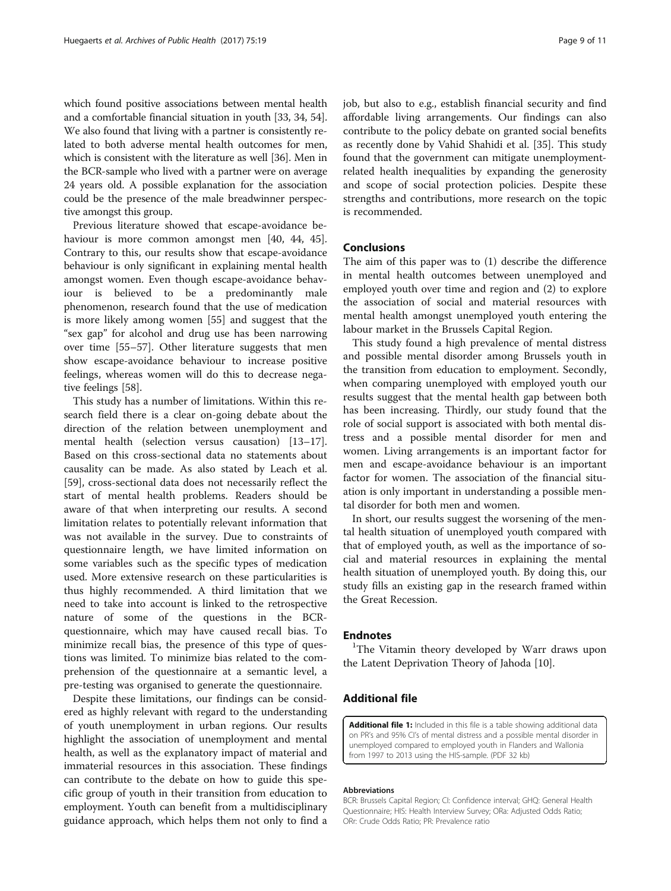which found positive associations between mental health and a comfortable financial situation in youth [33, 34, 54]. We also found that living with a partner is consistently related to both adverse mental health outcomes for men, which is consistent with the literature as well [36]. Men in the BCR-sample who lived with a partner were on average 24 years old. A possible explanation for the association could be the presence of the male breadwinner perspective amongst this group.

Previous literature showed that escape-avoidance behaviour is more common amongst men [40, 44, 45]. Contrary to this, our results show that escape-avoidance behaviour is only significant in explaining mental health amongst women. Even though escape-avoidance behaviour is believed to be a predominantly male phenomenon, research found that the use of medication is more likely among women [55] and suggest that the "sex gap" for alcohol and drug use has been narrowing over time [55–57]. Other literature suggests that men show escape-avoidance behaviour to increase positive feelings, whereas women will do this to decrease negative feelings [58].

This study has a number of limitations. Within this research field there is a clear on-going debate about the direction of the relation between unemployment and mental health (selection versus causation) [13–17]. Based on this cross-sectional data no statements about causality can be made. As also stated by Leach et al. [59], cross-sectional data does not necessarily reflect the start of mental health problems. Readers should be aware of that when interpreting our results. A second limitation relates to potentially relevant information that was not available in the survey. Due to constraints of questionnaire length, we have limited information on some variables such as the specific types of medication used. More extensive research on these particularities is thus highly recommended. A third limitation that we need to take into account is linked to the retrospective nature of some of the questions in the BCR-questionnaire, which may have caused recall bias. To minimize recall bias, the presence of this type of questions was limited. To minimize bias related to the comprehension of the questionnaire at a semantic level, a pre-testing was organised to generate the questionnaire.

Despite these limitations, our findings can be considered as highly relevant with regard to the understanding of youth unemployment in urban regions. Our results highlight the association of unemployment and mental health, as well as the explanatory impact of material and immaterial resources in this association. These findings can contribute to the debate on how to guide this specific group of youth in their transition from education to employment. Youth can benefit from a multidisciplinary guidance approach, which helps them not only to find a job, but also to e.g., establish financial security and find affordable living arrangements. Our findings can also contribute to the policy debate on granted social benefits as recently done by Vahid Shahidi et al. [35]. This study found that the government can mitigate unemployment-related health inequalities by expanding the generosity and scope of social protection policies. Despite these strengths and contributions, more research on the topic is recommended.

## Conclusions

The aim of this paper was to (1) describe the difference in mental health outcomes between unemployed and employed youth over time and region and (2) to explore the association of social and material resources with mental health amongst unemployed youth entering the labour market in the Brussels Capital Region.

This study found a high prevalence of mental distress and possible mental disorder among Brussels youth in the transition from education to employment. Secondly, when comparing unemployed with employed youth our results suggest that the mental health gap between both has been increasing. Thirdly, our study found that the role of social support is associated with both mental distress and a possible mental disorder for men and women. Living arrangements is an important factor for men and escape-avoidance behaviour is an important factor for women. The association of the financial situation is only important in understanding a possible mental disorder for both men and women.

In short, our results suggest the worsening of the mental health situation of unemployed youth compared with that of employed youth, as well as the importance of social and material resources in explaining the mental health situation of unemployed youth. By doing this, our study fills an existing gap in the research framed within the Great Recession.

## Endnotes

[1]The Vitamin theory developed by Warr draws upon the Latent Deprivation Theory of Jahoda [10].

## Additional file

**Additional file 1:** Included in this file is a table showing additional data on PR's and 95% CI's of mental distress and a possible mental disorder in unemployed compared to employed youth in Flanders and Wallonia from 1997 to 2013 using the HIS-sample. (PDF 32 kb)

#### Abbreviations

BCR: Brussels Capital Region; CI: Confidence interval; GHQ: General Health Questionnaire; HIS: Health Interview Survey; ORa: Adjusted Odds Ratio; ORr: Crude Odds Ratio; PR: Prevalence ratio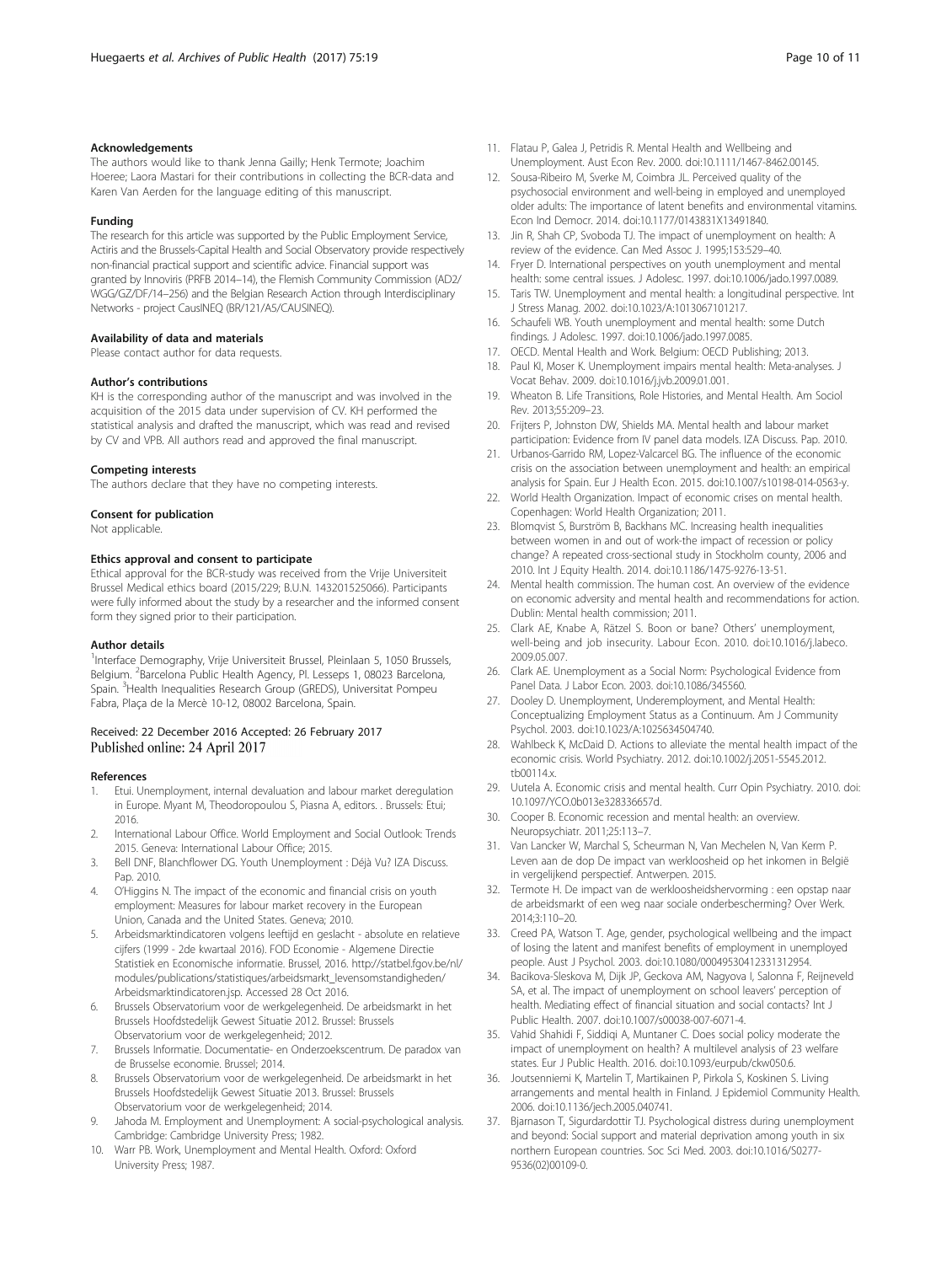#### Acknowledgements

The authors would like to thank Jenna Gailly; Henk Termote; Joachim Hoeree; Laora Mastari for their contributions in collecting the BCR-data and Karen Van Aerden for the language editing of this manuscript.

#### Funding

The research for this article was supported by the Public Employment Service, Actiris and the Brussels-Capital Health and Social Observatory provide respectively non-financial practical support and scientific advice. Financial support was granted by Innoviris (PRFB 2014–14), the Flemish Community Commission (AD2/WGG/GZ/DF/14–256) and the Belgian Research Action through Interdisciplinary Networks - project CausINEQ (BR/121/A5/CAUSINEQ).

#### Availability of data and materials

Please contact author for data requests.

#### Author's contributions

KH is the corresponding author of the manuscript and was involved in the acquisition of the 2015 data under supervision of CV. KH performed the statistical analysis and drafted the manuscript, which was read and revised by CV and VPB. All authors read and approved the final manuscript.

#### Competing interests

The authors declare that they have no competing interests.

#### Consent for publication

Not applicable.

#### Ethics approval and consent to participate

Ethical approval for the BCR-study was received from the Vrije Universiteit Brussel Medical ethics board (2015/229; B.U.N. 143201525066). Participants were fully informed about the study by a researcher and the informed consent form they signed prior to their participation.

#### Author details

[1]Interface Demography, Vrije Universiteit Brussel, Pleinlaan 5, 1050 Brussels, Belgium. [2]Barcelona Public Health Agency, Pl. Lesseps 1, 08023 Barcelona, Spain. [3]Health Inequalities Research Group (GREDS), Universitat Pompeu Fabra, Plaça de la Mercè 10-12, 08002 Barcelona, Spain.

Received: 22 December 2016 Accepted: 26 February 2017
Published online: 24 April 2017

#### References

1. Etui. Unemployment, internal devaluation and labour market deregulation in Europe. Myant M, Theodoropoulou S, Piasna A, editors. . Brussels: Etui; 2016.
2. International Labour Office. World Employment and Social Outlook: Trends 2015. Geneva: International Labour Office; 2015.
3. Bell DNF, Blanchflower DG. Youth Unemployment : Déjà Vu? IZA Discuss. Pap. 2010.
4. O'Higgins N. The impact of the economic and financial crisis on youth employment: Measures for labour market recovery in the European Union, Canada and the United States. Geneva; 2010.
5. Arbeidsmarktindicatoren volgens leeftijd en geslacht - absolute en relatieve cijfers (1999 - 2de kwartaal 2016). FOD Economie - Algemene Directie Statistiek en Economische informatie. Brussel, 2016. http://statbel.fgov.be/nl/modules/publications/statistiques/arbeidsmarkt_levensomstandigheden/Arbeidsmarktindicatoren.jsp. Accessed 28 Oct 2016.
6. Brussels Observatorium voor de werkgelegenheid. De arbeidsmarkt in het Brussels Hoofdstedelijk Gewest Situatie 2012. Brussel: Brussels Observatorium voor de werkgelegenheid; 2012.
7. Brussels Informatie. Documentatie- en Onderzoekscentrum. De paradox van de Brusselse economie. Brussel; 2014.
8. Brussels Observatorium voor de werkgelegenheid. De arbeidsmarkt in het Brussels Hoofdstedelijk Gewest Situatie 2013. Brussel: Brussels Observatorium voor de werkgelegenheid; 2014.
9. Jahoda M. Employment and Unemployment: A social-psychological analysis. Cambridge: Cambridge University Press; 1982.
10. Warr PB. Work, Unemployment and Mental Health. Oxford: Oxford University Press; 1987.
11. Flatau P, Galea J, Petridis R. Mental Health and Wellbeing and Unemployment. Aust Econ Rev. 2000. doi:10.1111/1467-8462.00145.
12. Sousa-Ribeiro M, Sverke M, Coimbra JL. Perceived quality of the psychosocial environment and well-being in employed and unemployed older adults: The importance of latent benefits and environmental vitamins. Econ Ind Democr. 2014. doi:10.1177/0143831X13491840.
13. Jin R, Shah CP, Svoboda TJ. The impact of unemployment on health: A review of the evidence. Can Med Assoc J. 1995;153:529–40.
14. Fryer D. International perspectives on youth unemployment and mental health: some central issues. J Adolesc. 1997. doi:10.1006/jado.1997.0089.
15. Taris TW. Unemployment and mental health: a longitudinal perspective. Int J Stress Manag. 2002. doi:10.1023/A:1013067101217.
16. Schaufeli WB. Youth unemployment and mental health: some Dutch findings. J Adolesc. 1997. doi:10.1006/jado.1997.0085.
17. OECD. Mental Health and Work. Belgium: OECD Publishing; 2013.
18. Paul KI, Moser K. Unemployment impairs mental health: Meta-analyses. J Vocat Behav. 2009. doi:10.1016/j.jvb.2009.01.001.
19. Wheaton B. Life Transitions, Role Histories, and Mental Health. Am Sociol Rev. 2013;55:209–23.
20. Frijters P, Johnston DW, Shields MA. Mental health and labour market participation: Evidence from IV panel data models. IZA Discuss. Pap. 2010.
21. Urbanos-Garrido RM, Lopez-Valcarcel BG. The influence of the economic crisis on the association between unemployment and health: an empirical analysis for Spain. Eur J Health Econ. 2015. doi:10.1007/s10198-014-0563-y.
22. World Health Organization. Impact of economic crises on mental health. Copenhagen: World Health Organization; 2011.
23. Blomqvist S, Burström B, Backhans MC. Increasing health inequalities between women in and out of work-the impact of recession or policy change? A repeated cross-sectional study in Stockholm county, 2006 and 2010. Int J Equity Health. 2014. doi:10.1186/1475-9276-13-51.
24. Mental health commission. The human cost. An overview of the evidence on economic adversity and mental health and recommendations for action. Dublin: Mental health commission; 2011.
25. Clark AE, Knabe A, Rätzel S. Boon or bane? Others' unemployment, well-being and job insecurity. Labour Econ. 2010. doi:10.1016/j.labeco.2009.05.007.
26. Clark AE. Unemployment as a Social Norm: Psychological Evidence from Panel Data. J Labor Econ. 2003. doi:10.1086/345560.
27. Dooley D. Unemployment, Underemployment, and Mental Health: Conceptualizing Employment Status as a Continuum. Am J Community Psychol. 2003. doi:10.1023/A:1025634504740.
28. Wahlbeck K, McDaid D. Actions to alleviate the mental health impact of the economic crisis. World Psychiatry. 2012. doi:10.1002/j.2051-5545.2012.tb00114.x.
29. Uutela A. Economic crisis and mental health. Curr Opin Psychiatry. 2010. doi:10.1097/YCO.0b013e328336657d.
30. Cooper B. Economic recession and mental health: an overview. Neuropsychiatr. 2011;25:113–7.
31. Van Lancker W, Marchal S, Scheurman N, Van Mechelen N, Van Kerm P. Leven aan de dop De impact van werkloosheid op het inkomen in België in vergelijkend perspectief. Antwerpen. 2015.
32. Termote H. De impact van de werkloosheidshervorming : een opstap naar de arbeidsmarkt of een weg naar sociale onderbescherming? Over Werk. 2014;3:110–20.
33. Creed PA, Watson T. Age, gender, psychological wellbeing and the impact of losing the latent and manifest benefits of employment in unemployed people. Aust J Psychol. 2003. doi:10.1080/00049530412331312954.
34. Bacikova-Sleskova M, Dijk JP, Geckova AM, Nagyova I, Salonna F, Reijneveld SA, et al. The impact of unemployment on school leavers' perception of health. Mediating effect of financial situation and social contacts? Int J Public Health. 2007. doi:10.1007/s00038-007-6071-4.
35. Vahid Shahidi F, Siddiqi A, Muntaner C. Does social policy moderate the impact of unemployment on health? A multilevel analysis of 23 welfare states. Eur J Public Health. 2016. doi:10.1093/eurpub/ckw050.6.
36. Joutsenniemi K, Martelin T, Martikainen P, Pirkola S, Koskinen S. Living arrangements and mental health in Finland. J Epidemiol Community Health. 2006. doi:10.1136/jech.2005.040741.
37. Bjarnason T, Sigurdardottir TJ. Psychological distress during unemployment and beyond: Social support and material deprivation among youth in six northern European countries. Soc Sci Med. 2003. doi:10.1016/S0277-9536(02)00109-0.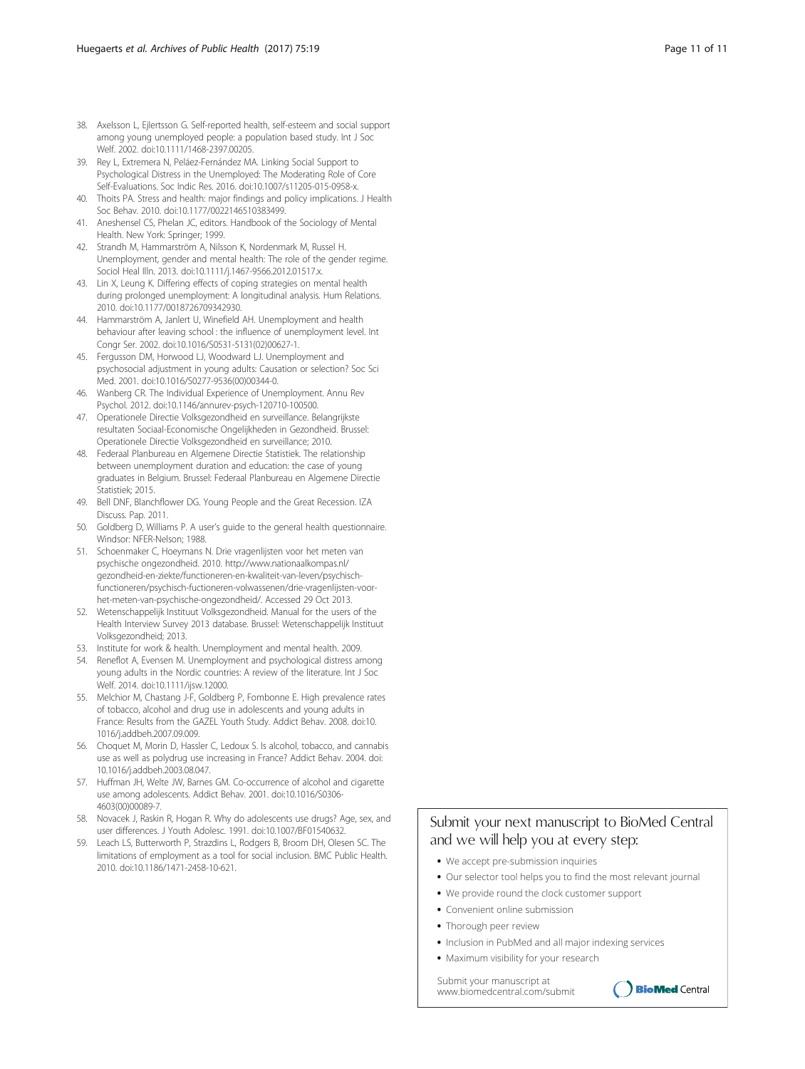38. Axelsson L, Ejlertsson G. Self-reported health, self-esteem and social support among young unemployed people: a population based study. Int J Soc Welf. 2002. doi:10.1111/1468-2397.00205.
39. Rey L, Extremera N, Peláez-Fernández MA. Linking Social Support to Psychological Distress in the Unemployed: The Moderating Role of Core Self-Evaluations. Soc Indic Res. 2016. doi:10.1007/s11205-015-0958-x.
40. Thoits PA. Stress and health: major findings and policy implications. J Health Soc Behav. 2010. doi:10.1177/0022146510383499.
41. Aneshensel CS, Phelan JC, editors. Handbook of the Sociology of Mental Health. New York: Springer; 1999.
42. Strandh M, Hammarström A, Nilsson K, Nordenmark M, Russel H. Unemployment, gender and mental health: The role of the gender regime. Sociol Heal Illn. 2013. doi:10.1111/j.1467-9566.2012.01517.x.
43. Lin X, Leung K. Differing effects of coping strategies on mental health during prolonged unemployment: A longitudinal analysis. Hum Relations. 2010. doi:10.1177/0018726709342930.
44. Hammarström A, Janlert U, Winefield AH. Unemployment and health behaviour after leaving school : the influence of unemployment level. Int Congr Ser. 2002. doi:10.1016/S0531-5131(02)00627-1.
45. Fergusson DM, Horwood LJ, Woodward LJ. Unemployment and psychosocial adjustment in young adults: Causation or selection? Soc Sci Med. 2001. doi:10.1016/S0277-9536(00)00344-0.
46. Wanberg CR. The Individual Experience of Unemployment. Annu Rev Psychol. 2012. doi:10.1146/annurev-psych-120710-100500.
47. Operationele Directie Volksgezondheid en surveillance. Belangrijkste resultaten Sociaal-Economische Ongelijkheden in Gezondheid. Brussel: Operationele Directie Volksgezondheid en surveillance; 2010.
48. Federaal Planbureau en Algemene Directie Statistiek. The relationship between unemployment duration and education: the case of young graduates in Belgium. Brussel: Federaal Planbureau en Algemene Directie Statistiek; 2015.
49. Bell DNF, Blanchflower DG. Young People and the Great Recession. IZA Discuss. Pap. 2011.
50. Goldberg D, Williams P. A user's guide to the general health questionnaire. Windsor: NFER-Nelson; 1988.
51. Schoenmaker C, Hoeymans N. Drie vragenlijsten voor het meten van psychische ongezondheid. 2010. http://www.nationaalkompas.nl/gezondheid-en-ziekte/functioneren-en-kwaliteit-van-leven/psychisch-functioneren/psychisch-fuctioneren-volwassenen/drie-vragenlijsten-voor-het-meten-van-psychische-ongezondheid/. Accessed 29 Oct 2013.
52. Wetenschappelijk Instituut Volksgezondheid. Manual for the users of the Health Interview Survey 2013 database. Brussel: Wetenschappelijk Instituut Volksgezondheid; 2013.
53. Institute for work & health. Unemployment and mental health. 2009.
54. Reneflot A, Evensen M. Unemployment and psychological distress among young adults in the Nordic countries: A review of the literature. Int J Soc Welf. 2014. doi:10.1111/ijsw.12000.
55. Melchior M, Chastang J-F, Goldberg P, Fombonne E. High prevalence rates of tobacco, alcohol and drug use in adolescents and young adults in France: Results from the GAZEL Youth Study. Addict Behav. 2008. doi:10.1016/j.addbeh.2007.09.009.
56. Choquet M, Morin D, Hassler C, Ledoux S. Is alcohol, tobacco, and cannabis use as well as polydrug use increasing in France? Addict Behav. 2004. doi:10.1016/j.addbeh.2003.08.047.
57. Huffman JH, Welte JW, Barnes GM. Co-occurrence of alcohol and cigarette use among adolescents. Addict Behav. 2001. doi:10.1016/S0306-4603(00)00089-7.
58. Novacek J, Raskin R, Hogan R. Why do adolescents use drugs? Age, sex, and user differences. J Youth Adolesc. 1991. doi:10.1007/BF01540632.
59. Leach LS, Butterworth P, Strazdins L, Rodgers B, Broom DH, Olesen SC. The limitations of employment as a tool for social inclusion. BMC Public Health. 2010. doi:10.1186/1471-2458-10-621.

Submit your next manuscript to BioMed Central and we will help you at every step:

- We accept pre-submission inquiries
- Our selector tool helps you to find the most relevant journal
- We provide round the clock customer support
- Convenient online submission
- Thorough peer review
- Inclusion in PubMed and all major indexing services
- Maximum visibility for your research

Submit your manuscript at www.biomedcentral.com/submit

BioMed Central